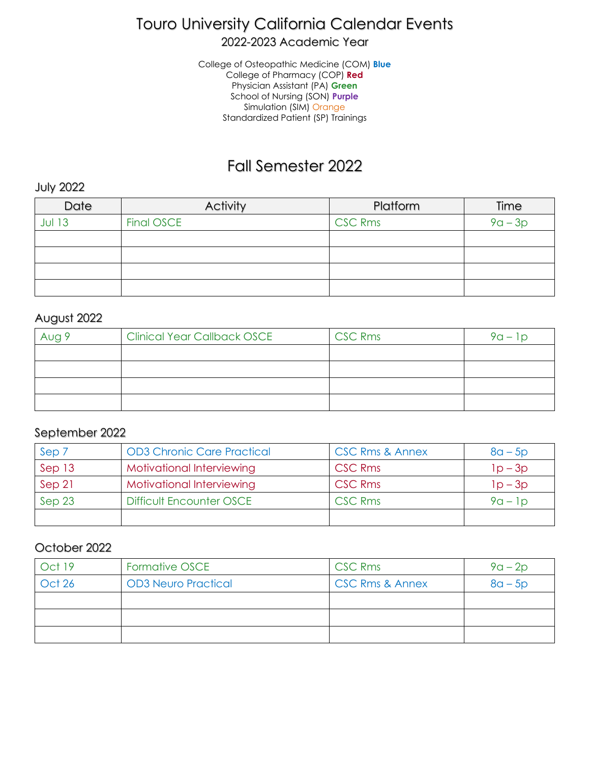# Touro University California Calendar Events

## 2022-2023 Academic Year

College of Osteopathic Medicine (COM) **Blue**
College of Pharmacy (COP) **Red**
Physician Assistant (PA) **Green**
School of Nursing (SON) **Purple**
Simulation (SIM) Orange
Standardized Patient (SP) Trainings

# Fall Semester 2022

### July 2022

| Date | Activity | Platform | Time |
|---|---|---|---|
| Jul 13 | Final OSCE | CSC Rms | 9a – 3p |
| | | | |
| | | | |
| | | | |
| | | | |

### August 2022

| Date | Activity | Platform | Time |
|---|---|---|---|
| Aug 9 | Clinical Year Callback OSCE | CSC Rms | 9a – 1p |
| | | | |
| | | | |
| | | | |
| | | | |

### September 2022

| Date | Activity | Platform | Time |
|---|---|---|---|
| Sep 7 | OD3 Chronic Care Practical | CSC Rms & Annex | 8a – 5p |
| Sep 13 | Motivational Interviewing | CSC Rms | 1p – 3p |
| Sep 21 | Motivational Interviewing | CSC Rms | 1p – 3p |
| Sep 23 | Difficult Encounter OSCE | CSC Rms | 9a – 1p |
| | | | |

### October 2022

| Date | Activity | Platform | Time |
|---|---|---|---|
| Oct 19 | Formative OSCE | CSC Rms | 9a – 2p |
| Oct 26 | OD3 Neuro Practical | CSC Rms & Annex | 8a – 5p |
| | | | |
| | | | |
| | | | |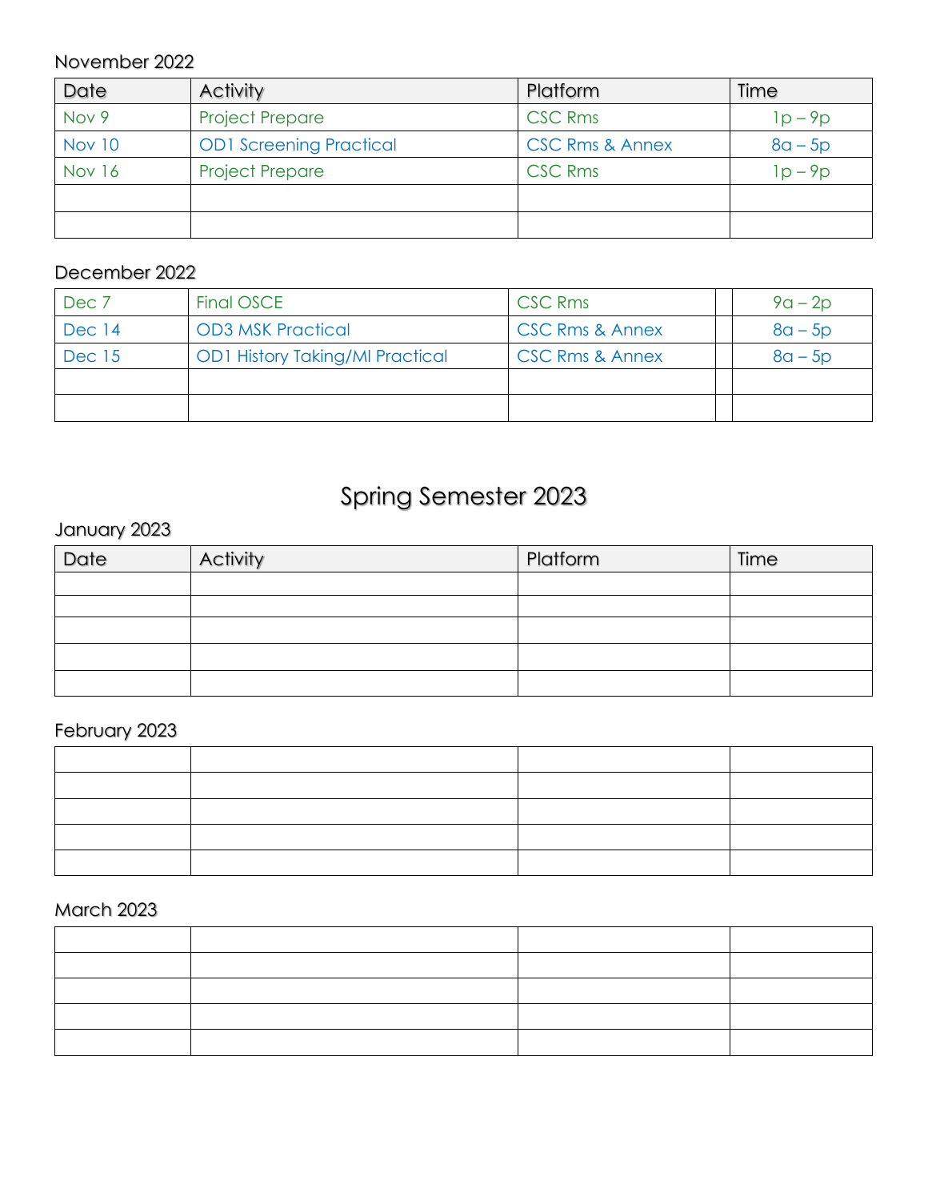November 2022

| Date | Activity | Platform | Time |
|---|---|---|---|
| Nov 9 | Project Prepare | CSC Rms | 1p – 9p |
| Nov 10 | OD1 Screening Practical | CSC Rms & Annex | 8a – 5p |
| Nov 16 | Project Prepare | CSC Rms | 1p – 9p |
| | | | |
| | | | |

December 2022

| | | | | |
|---|---|---|---|---|
| Dec 7 | Final OSCE | CSC Rms | | 9a – 2p |
| Dec 14 | OD3 MSK Practical | CSC Rms & Annex | | 8a – 5p |
| Dec 15 | OD1 History Taking/MI Practical | CSC Rms & Annex | | 8a – 5p |
| | | | | |
| | | | | |

# Spring Semester 2023

January 2023

| Date | Activity | Platform | Time |
|---|---|---|---|
| | | | |
| | | | |
| | | | |
| | | | |
| | | | |

February 2023

| | | | |
|---|---|---|---|
| | | | |
| | | | |
| | | | |
| | | | |
| | | | |

March 2023

| | | | |
|---|---|---|---|
| | | | |
| | | | |
| | | | |
| | | | |
| | | | |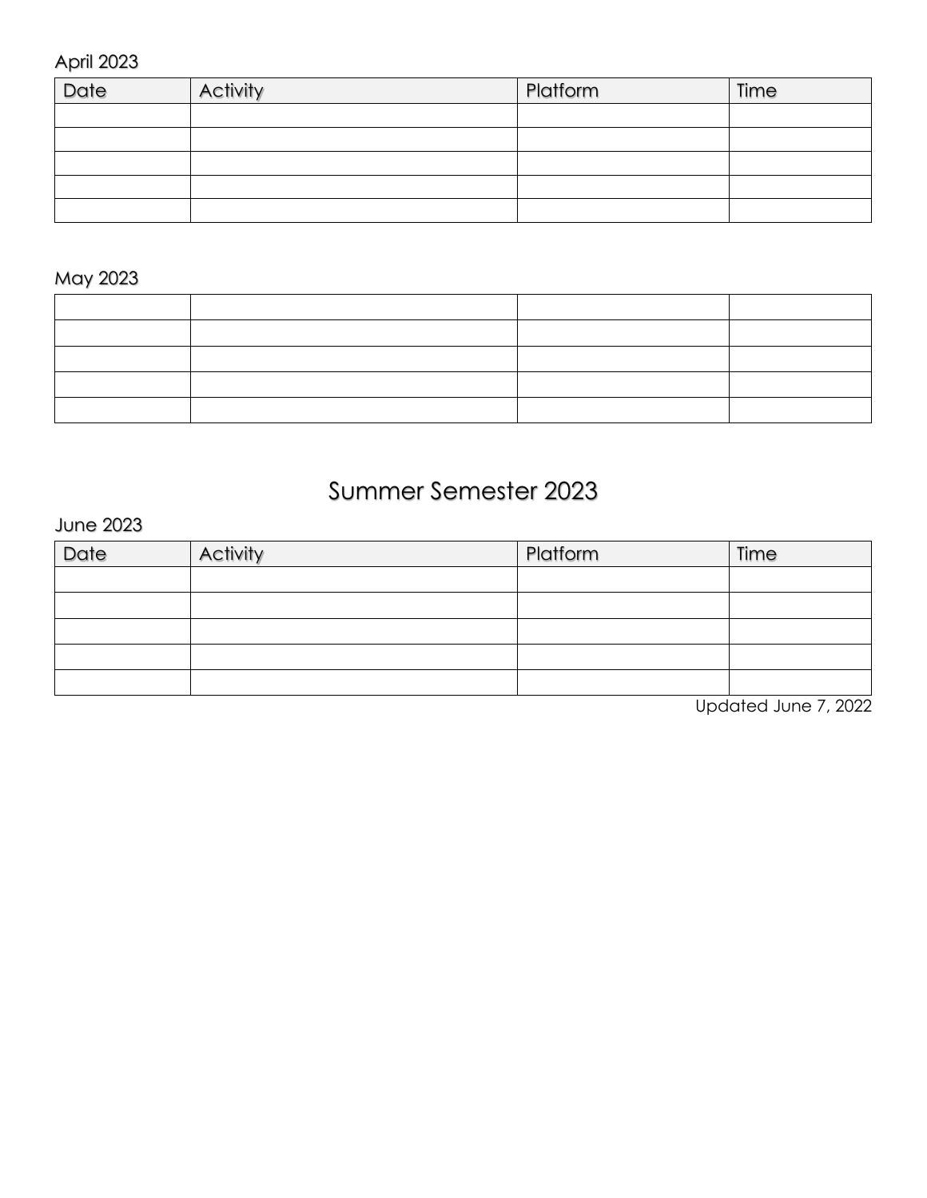April 2023

| Date | Activity | Platform | Time |
|---|---|---|---|
| | | | |
| | | | |
| | | | |
| | | | |
| | | | |

May 2023

| | | | |
|---|---|---|---|
| | | | |
| | | | |
| | | | |
| | | | |
| | | | |

## Summer Semester 2023

June 2023

| Date | Activity | Platform | Time |
|---|---|---|---|
| | | | |
| | | | |
| | | | |
| | | | |
| | | | |

Updated June 7, 2022